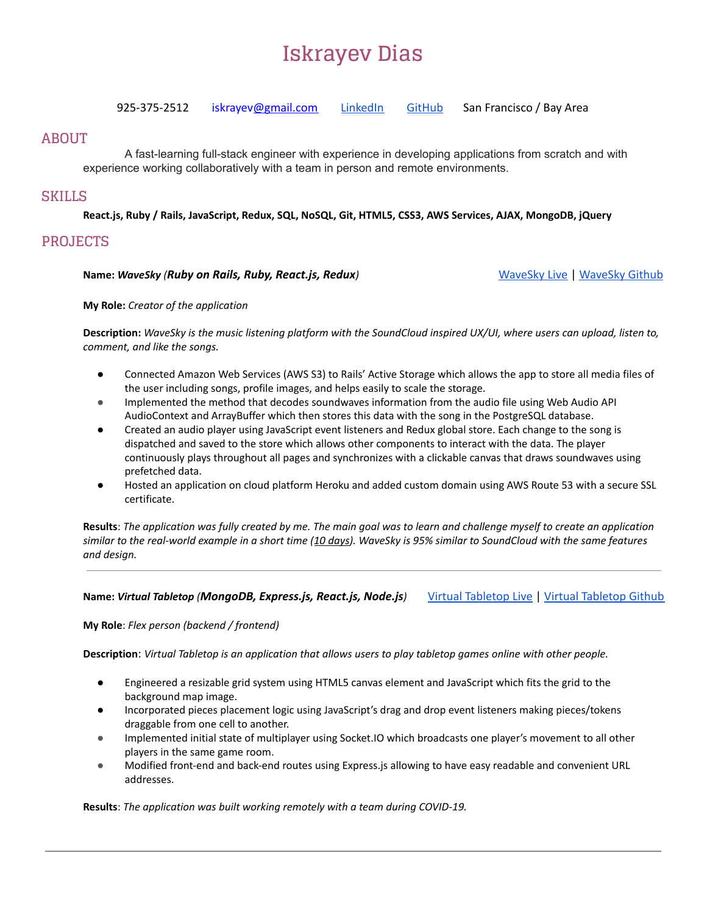# Iskrayev Dias

925-375-2512 iskrayev@gmail.com LinkedIn GitHub San Francisco / Bay Area

## ABOUT

A fast-learning full-stack engineer with experience in developing applications from scratch and with experience working collaboratively with a team in person and remote environments.

## SKILLS

**React.js, Ruby / Rails, JavaScript, Redux, SQL, NoSQL, Git, HTML5, CSS3, AWS Services, AJAX, MongoDB, jQuery**

## PROJECTS

**Name:** ***WaveSky (Ruby on Rails, Ruby, React.js, Redux)*** WaveSky Live | WaveSky Github

**My Role:** *Creator of the application*

**Description:** *WaveSky is the music listening platform with the SoundCloud inspired UX/UI, where users can upload, listen to, comment, and like the songs.*

- Connected Amazon Web Services (AWS S3) to Rails' Active Storage which allows the app to store all media files of the user including songs, profile images, and helps easily to scale the storage.
- Implemented the method that decodes soundwaves information from the audio file using Web Audio API AudioContext and ArrayBuffer which then stores this data with the song in the PostgreSQL database.
- Created an audio player using JavaScript event listeners and Redux global store. Each change to the song is dispatched and saved to the store which allows other components to interact with the data. The player continuously plays throughout all pages and synchronizes with a clickable canvas that draws soundwaves using prefetched data.
- Hosted an application on cloud platform Heroku and added custom domain using AWS Route 53 with a secure SSL certificate.

**Results**: *The application was fully created by me. The main goal was to learn and challenge myself to create an application similar to the real-world example in a short time (10 days). WaveSky is 95% similar to SoundCloud with the same features and design.*

---

**Name:** ***Virtual Tabletop (MongoDB, Express.js, React.js, Node.js)*** Virtual Tabletop Live | Virtual Tabletop Github

**My Role**: *Flex person (backend / frontend)*

**Description**: *Virtual Tabletop is an application that allows users to play tabletop games online with other people.*

- Engineered a resizable grid system using HTML5 canvas element and JavaScript which fits the grid to the background map image.
- Incorporated pieces placement logic using JavaScript's drag and drop event listeners making pieces/tokens draggable from one cell to another.
- Implemented initial state of multiplayer using Socket.IO which broadcasts one player's movement to all other players in the same game room.
- Modified front-end and back-end routes using Express.js allowing to have easy readable and convenient URL addresses.

**Results**: *The application was built working remotely with a team during COVID-19.*

---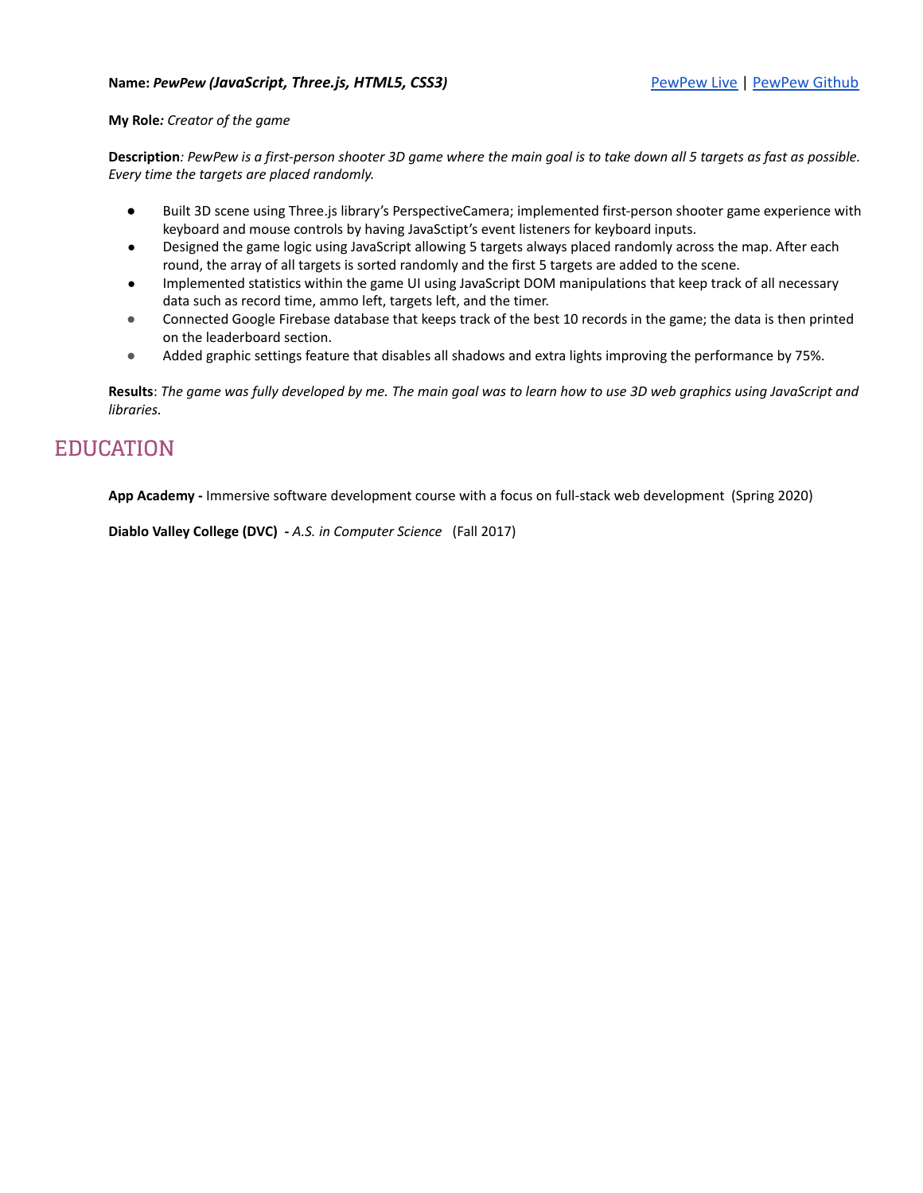**Name:** ***PewPew (JavaScript, Three.js, HTML5, CSS3)*** PewPew Live | PewPew Github

**My Role***:* *Creator of the game*

**Description***: PewPew is a first-person shooter 3D game where the main goal is to take down all 5 targets as fast as possible. Every time the targets are placed randomly.*

- Built 3D scene using Three.js library's PerspectiveCamera; implemented first-person shooter game experience with keyboard and mouse controls by having JavaSctipt's event listeners for keyboard inputs.
- Designed the game logic using JavaScript allowing 5 targets always placed randomly across the map. After each round, the array of all targets is sorted randomly and the first 5 targets are added to the scene.
- Implemented statistics within the game UI using JavaScript DOM manipulations that keep track of all necessary data such as record time, ammo left, targets left, and the timer.
- Connected Google Firebase database that keeps track of the best 10 records in the game; the data is then printed on the leaderboard section.
- Added graphic settings feature that disables all shadows and extra lights improving the performance by 75%.

**Results**: *The game was fully developed by me. The main goal was to learn how to use 3D web graphics using JavaScript and libraries.*

## EDUCATION

**App Academy -** Immersive software development course with a focus on full-stack web development (Spring 2020)

**Diablo Valley College (DVC) -** *A.S. in Computer Science* (Fall 2017)